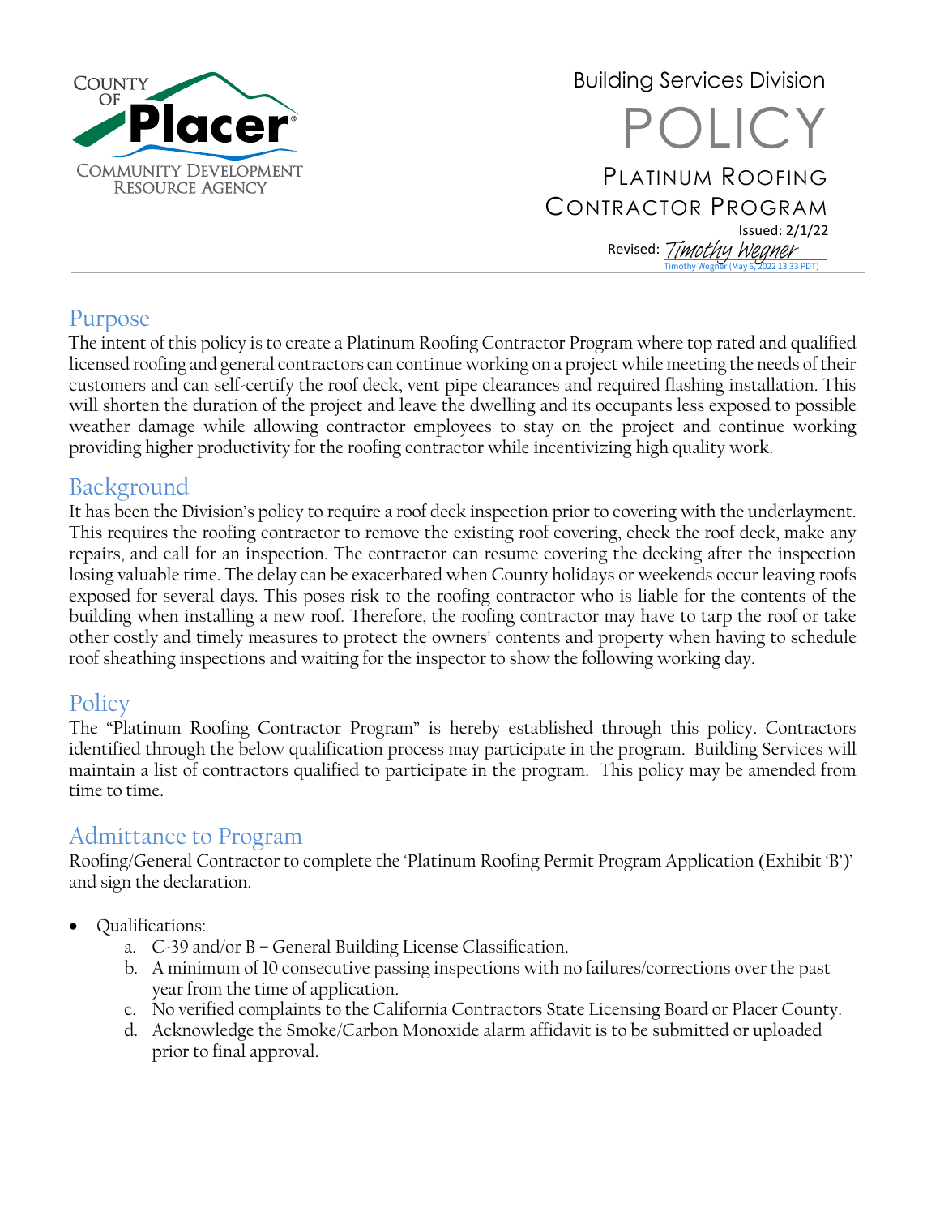COUNTY OF **Placer**
COMMUNITY DEVELOPMENT RESOURCE AGENCY

Building Services Division

# POLICY

## PLATINUM ROOFING CONTRACTOR PROGRAM

Issued: 2/1/22

Revised: Timothy Wegner
Timothy Wegner (May 6, 2022 13:33 PDT)

## Purpose

The intent of this policy is to create a Platinum Roofing Contractor Program where top rated and qualified licensed roofing and general contractors can continue working on a project while meeting the needs of their customers and can self-certify the roof deck, vent pipe clearances and required flashing installation. This will shorten the duration of the project and leave the dwelling and its occupants less exposed to possible weather damage while allowing contractor employees to stay on the project and continue working providing higher productivity for the roofing contractor while incentivizing high quality work.

## Background

It has been the Division's policy to require a roof deck inspection prior to covering with the underlayment. This requires the roofing contractor to remove the existing roof covering, check the roof deck, make any repairs, and call for an inspection. The contractor can resume covering the decking after the inspection losing valuable time. The delay can be exacerbated when County holidays or weekends occur leaving roofs exposed for several days. This poses risk to the roofing contractor who is liable for the contents of the building when installing a new roof. Therefore, the roofing contractor may have to tarp the roof or take other costly and timely measures to protect the owners' contents and property when having to schedule roof sheathing inspections and waiting for the inspector to show the following working day.

## Policy

The "Platinum Roofing Contractor Program" is hereby established through this policy. Contractors identified through the below qualification process may participate in the program. Building Services will maintain a list of contractors qualified to participate in the program. This policy may be amended from time to time.

## Admittance to Program

Roofing/General Contractor to complete the 'Platinum Roofing Permit Program Application (Exhibit 'B')' and sign the declaration.

- Qualifications:
  a. C-39 and/or B – General Building License Classification.
  b. A minimum of 10 consecutive passing inspections with no failures/corrections over the past year from the time of application.
  c. No verified complaints to the California Contractors State Licensing Board or Placer County.
  d. Acknowledge the Smoke/Carbon Monoxide alarm affidavit is to be submitted or uploaded prior to final approval.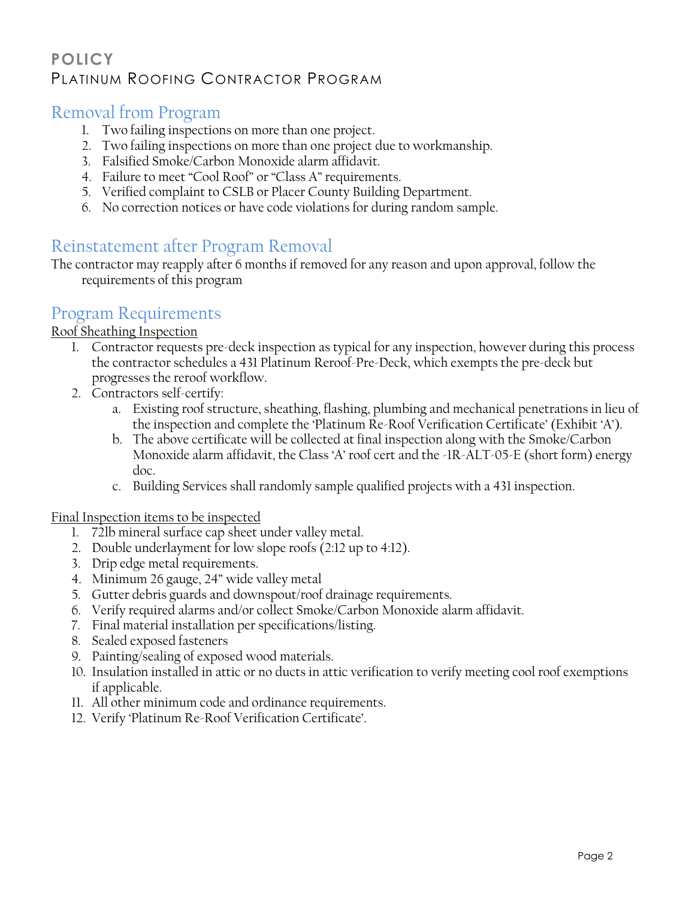# POLICY

PLATINUM ROOFING CONTRACTOR PROGRAM

## Removal from Program

1. Two failing inspections on more than one project.
2. Two failing inspections on more than one project due to workmanship.
3. Falsified Smoke/Carbon Monoxide alarm affidavit.
4. Failure to meet "Cool Roof" or "Class A" requirements.
5. Verified complaint to CSLB or Placer County Building Department.
6. No correction notices or have code violations for during random sample.

## Reinstatement after Program Removal

The contractor may reapply after 6 months if removed for any reason and upon approval, follow the requirements of this program

## Program Requirements

Roof Sheathing Inspection

1. Contractor requests pre-deck inspection as typical for any inspection, however during this process the contractor schedules a 431 Platinum Reroof-Pre-Deck, which exempts the pre-deck but progresses the reroof workflow.
2. Contractors self-certify:
   a. Existing roof structure, sheathing, flashing, plumbing and mechanical penetrations in lieu of the inspection and complete the 'Platinum Re-Roof Verification Certificate' (Exhibit 'A').
   b. The above certificate will be collected at final inspection along with the Smoke/Carbon Monoxide alarm affidavit, the Class 'A' roof cert and the -1R-ALT-05-E (short form) energy doc.
   c. Building Services shall randomly sample qualified projects with a 431 inspection.

Final Inspection items to be inspected

1. 72lb mineral surface cap sheet under valley metal.
2. Double underlayment for low slope roofs (2:12 up to 4:12).
3. Drip edge metal requirements.
4. Minimum 26 gauge, 24" wide valley metal
5. Gutter debris guards and downspout/roof drainage requirements.
6. Verify required alarms and/or collect Smoke/Carbon Monoxide alarm affidavit.
7. Final material installation per specifications/listing.
8. Sealed exposed fasteners
9. Painting/sealing of exposed wood materials.
10. Insulation installed in attic or no ducts in attic verification to verify meeting cool roof exemptions if applicable.
11. All other minimum code and ordinance requirements.
12. Verify 'Platinum Re-Roof Verification Certificate'.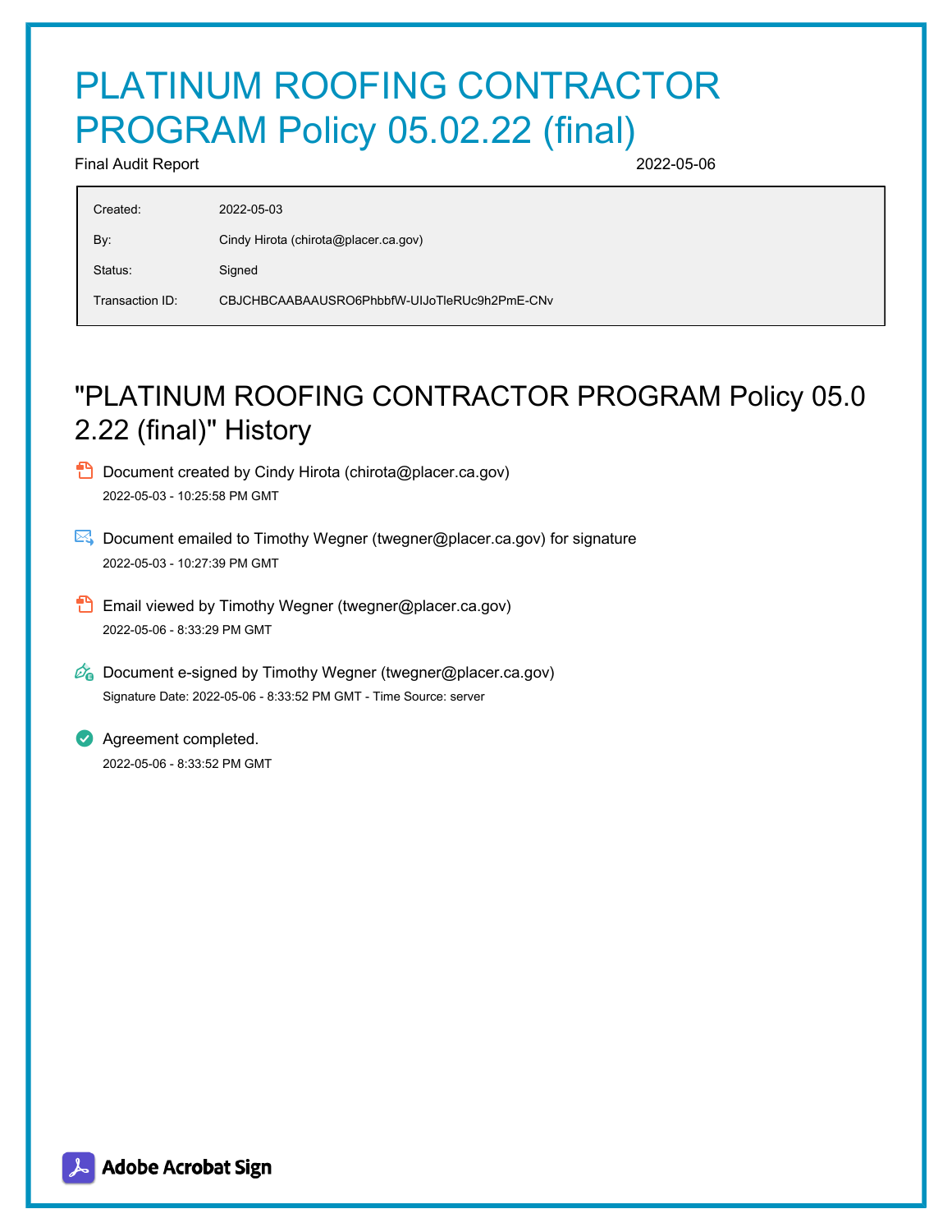# PLATINUM ROOFING CONTRACTOR PROGRAM Policy 05.02.22 (final)

Final Audit Report 2022-05-06

| | |
|---|---|
| Created: | 2022-05-03 |
| By: | Cindy Hirota (chirota@placer.ca.gov) |
| Status: | Signed |
| Transaction ID: | CBJCHBCAABAAUSRO6PhbbfW-UIJoTleRUc9h2PmE-CNv |

## "PLATINUM ROOFING CONTRACTOR PROGRAM Policy 05.02.22 (final)" History

- Document created by Cindy Hirota (chirota@placer.ca.gov)
  2022-05-03 - 10:25:58 PM GMT

- Document emailed to Timothy Wegner (twegner@placer.ca.gov) for signature
  2022-05-03 - 10:27:39 PM GMT

- Email viewed by Timothy Wegner (twegner@placer.ca.gov)
  2022-05-06 - 8:33:29 PM GMT

- Document e-signed by Timothy Wegner (twegner@placer.ca.gov)
  Signature Date: 2022-05-06 - 8:33:52 PM GMT - Time Source: server

- Agreement completed.
  2022-05-06 - 8:33:52 PM GMT

Adobe Acrobat Sign